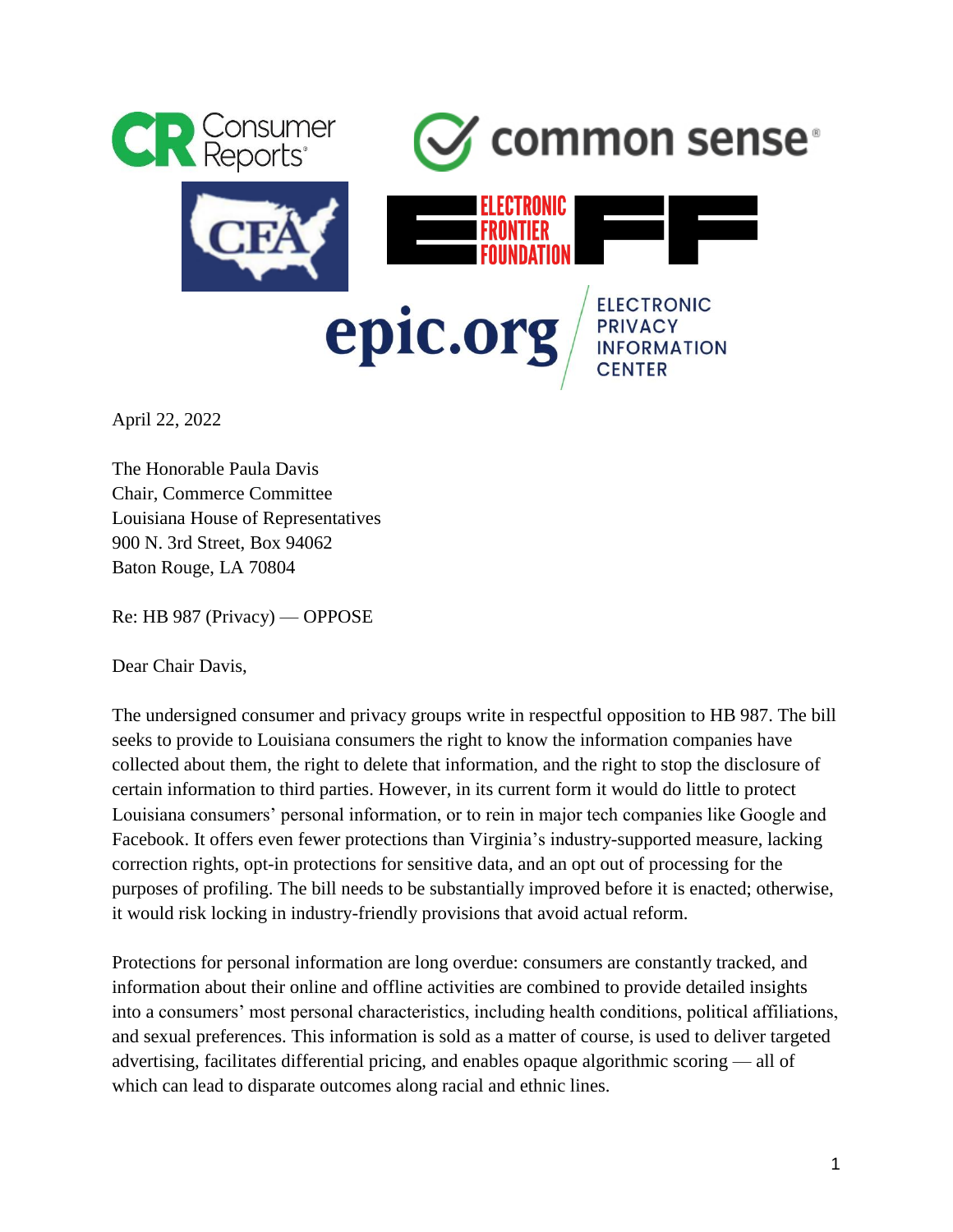April 22, 2022

The Honorable Paula Davis
Chair, Commerce Committee
Louisiana House of Representatives
900 N. 3rd Street, Box 94062
Baton Rouge, LA 70804

Re: HB 987 (Privacy) — OPPOSE

Dear Chair Davis,

The undersigned consumer and privacy groups write in respectful opposition to HB 987. The bill seeks to provide to Louisiana consumers the right to know the information companies have collected about them, the right to delete that information, and the right to stop the disclosure of certain information to third parties. However, in its current form it would do little to protect Louisiana consumers' personal information, or to rein in major tech companies like Google and Facebook. It offers even fewer protections than Virginia's industry-supported measure, lacking correction rights, opt-in protections for sensitive data, and an opt out of processing for the purposes of profiling. The bill needs to be substantially improved before it is enacted; otherwise, it would risk locking in industry-friendly provisions that avoid actual reform.

Protections for personal information are long overdue: consumers are constantly tracked, and information about their online and offline activities are combined to provide detailed insights into a consumers' most personal characteristics, including health conditions, political affiliations, and sexual preferences. This information is sold as a matter of course, is used to deliver targeted advertising, facilitates differential pricing, and enables opaque algorithmic scoring — all of which can lead to disparate outcomes along racial and ethnic lines.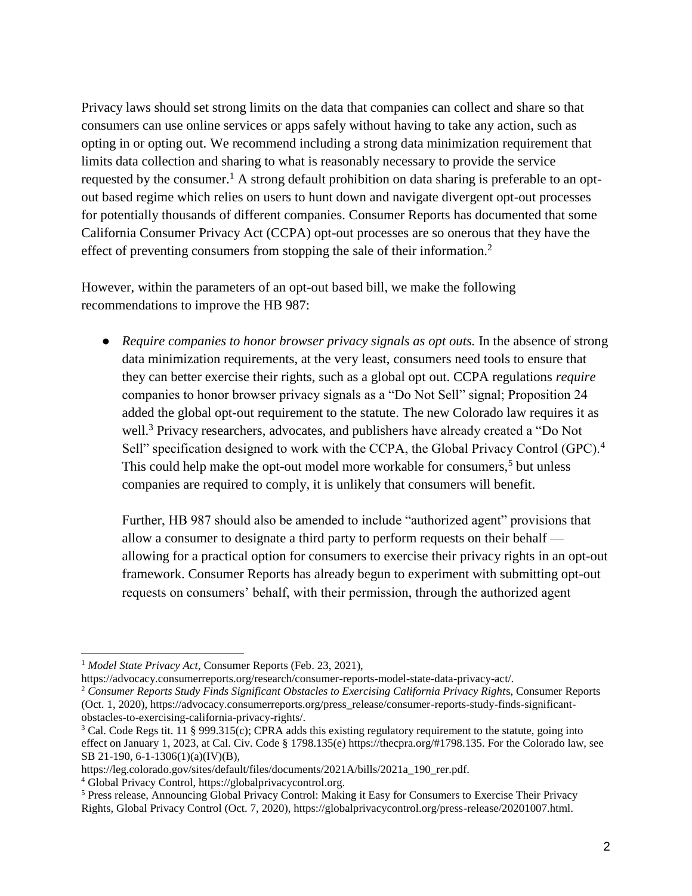Privacy laws should set strong limits on the data that companies can collect and share so that consumers can use online services or apps safely without having to take any action, such as opting in or opting out. We recommend including a strong data minimization requirement that limits data collection and sharing to what is reasonably necessary to provide the service requested by the consumer.[1] A strong default prohibition on data sharing is preferable to an opt-out based regime which relies on users to hunt down and navigate divergent opt-out processes for potentially thousands of different companies. Consumer Reports has documented that some California Consumer Privacy Act (CCPA) opt-out processes are so onerous that they have the effect of preventing consumers from stopping the sale of their information.[2]

However, within the parameters of an opt-out based bill, we make the following recommendations to improve the HB 987:

- *Require companies to honor browser privacy signals as opt outs.* In the absence of strong data minimization requirements, at the very least, consumers need tools to ensure that they can better exercise their rights, such as a global opt out. CCPA regulations *require* companies to honor browser privacy signals as a "Do Not Sell" signal; Proposition 24 added the global opt-out requirement to the statute. The new Colorado law requires it as well.[3] Privacy researchers, advocates, and publishers have already created a "Do Not Sell" specification designed to work with the CCPA, the Global Privacy Control (GPC).[4] This could help make the opt-out model more workable for consumers,[5] but unless companies are required to comply, it is unlikely that consumers will benefit.

  Further, HB 987 should also be amended to include "authorized agent" provisions that allow a consumer to designate a third party to perform requests on their behalf — allowing for a practical option for consumers to exercise their privacy rights in an opt-out framework. Consumer Reports has already begun to experiment with submitting opt-out requests on consumers' behalf, with their permission, through the authorized agent

---

[1] *Model State Privacy Act*, Consumer Reports (Feb. 23, 2021), https://advocacy.consumerreports.org/research/consumer-reports-model-state-data-privacy-act/.

[2] *Consumer Reports Study Finds Significant Obstacles to Exercising California Privacy Rights*, Consumer Reports (Oct. 1, 2020), https://advocacy.consumerreports.org/press_release/consumer-reports-study-finds-significant-obstacles-to-exercising-california-privacy-rights/.

[3] Cal. Code Regs tit. 11 § 999.315(c); CPRA adds this existing regulatory requirement to the statute, going into effect on January 1, 2023, at Cal. Civ. Code § 1798.135(e) https://thecpra.org/#1798.135. For the Colorado law, see SB 21-190, 6-1-1306(1)(a)(IV)(B), https://leg.colorado.gov/sites/default/files/documents/2021A/bills/2021a_190_rer.pdf.

[4] Global Privacy Control, https://globalprivacycontrol.org.

[5] Press release, Announcing Global Privacy Control: Making it Easy for Consumers to Exercise Their Privacy Rights, Global Privacy Control (Oct. 7, 2020), https://globalprivacycontrol.org/press-release/20201007.html.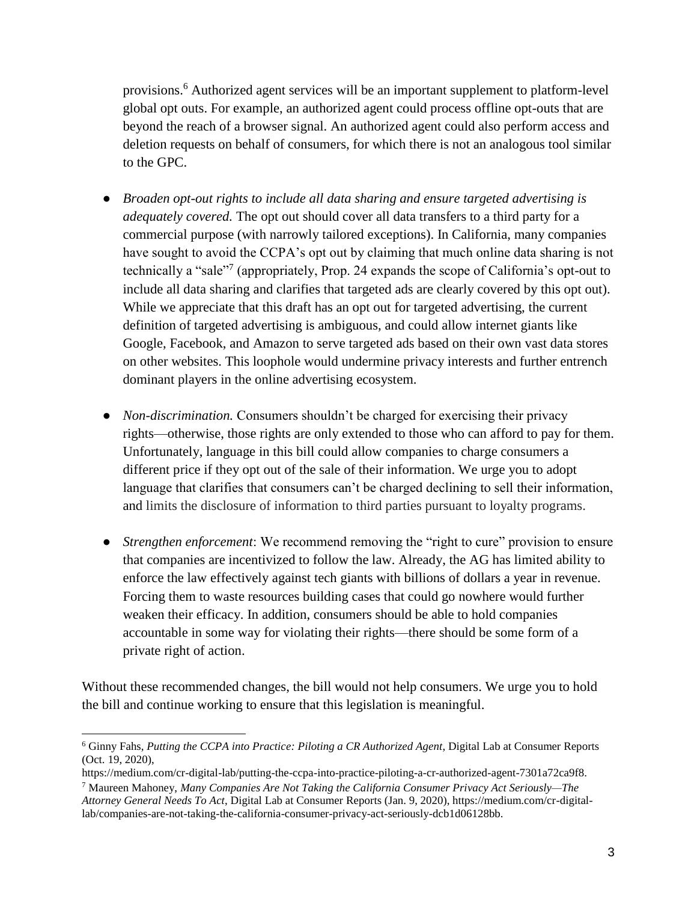provisions.[6] Authorized agent services will be an important supplement to platform-level global opt outs. For example, an authorized agent could process offline opt-outs that are beyond the reach of a browser signal. An authorized agent could also perform access and deletion requests on behalf of consumers, for which there is not an analogous tool similar to the GPC.

- *Broaden opt-out rights to include all data sharing and ensure targeted advertising is adequately covered.* The opt out should cover all data transfers to a third party for a commercial purpose (with narrowly tailored exceptions). In California, many companies have sought to avoid the CCPA's opt out by claiming that much online data sharing is not technically a "sale"[7] (appropriately, Prop. 24 expands the scope of California's opt-out to include all data sharing and clarifies that targeted ads are clearly covered by this opt out). While we appreciate that this draft has an opt out for targeted advertising, the current definition of targeted advertising is ambiguous, and could allow internet giants like Google, Facebook, and Amazon to serve targeted ads based on their own vast data stores on other websites. This loophole would undermine privacy interests and further entrench dominant players in the online advertising ecosystem.

- *Non-discrimination.* Consumers shouldn't be charged for exercising their privacy rights—otherwise, those rights are only extended to those who can afford to pay for them. Unfortunately, language in this bill could allow companies to charge consumers a different price if they opt out of the sale of their information. We urge you to adopt language that clarifies that consumers can't be charged declining to sell their information, and limits the disclosure of information to third parties pursuant to loyalty programs.

- *Strengthen enforcement*: We recommend removing the "right to cure" provision to ensure that companies are incentivized to follow the law. Already, the AG has limited ability to enforce the law effectively against tech giants with billions of dollars a year in revenue. Forcing them to waste resources building cases that could go nowhere would further weaken their efficacy. In addition, consumers should be able to hold companies accountable in some way for violating their rights—there should be some form of a private right of action.

Without these recommended changes, the bill would not help consumers. We urge you to hold the bill and continue working to ensure that this legislation is meaningful.

---

[6] Ginny Fahs, *Putting the CCPA into Practice: Piloting a CR Authorized Agent*, Digital Lab at Consumer Reports (Oct. 19, 2020), https://medium.com/cr-digital-lab/putting-the-ccpa-into-practice-piloting-a-cr-authorized-agent-7301a72ca9f8.

[7] Maureen Mahoney, *Many Companies Are Not Taking the California Consumer Privacy Act Seriously—The Attorney General Needs To Act*, Digital Lab at Consumer Reports (Jan. 9, 2020), https://medium.com/cr-digital-lab/companies-are-not-taking-the-california-consumer-privacy-act-seriously-dcb1d06128bb.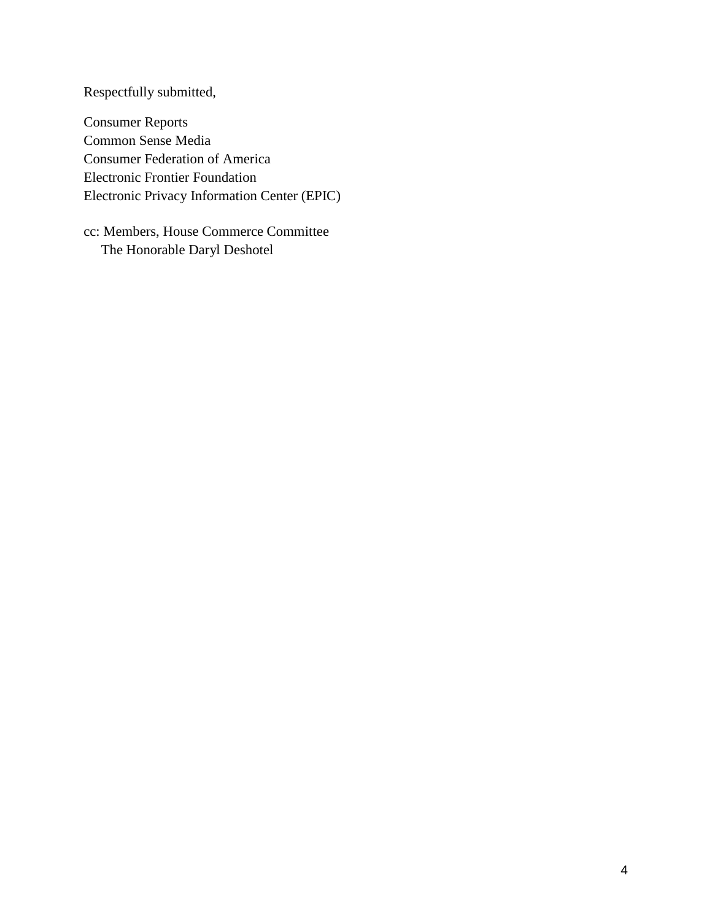Respectfully submitted,

Consumer Reports  
Common Sense Media  
Consumer Federation of America  
Electronic Frontier Foundation  
Electronic Privacy Information Center (EPIC)

cc: Members, House Commerce Committee  
The Honorable Daryl Deshotel